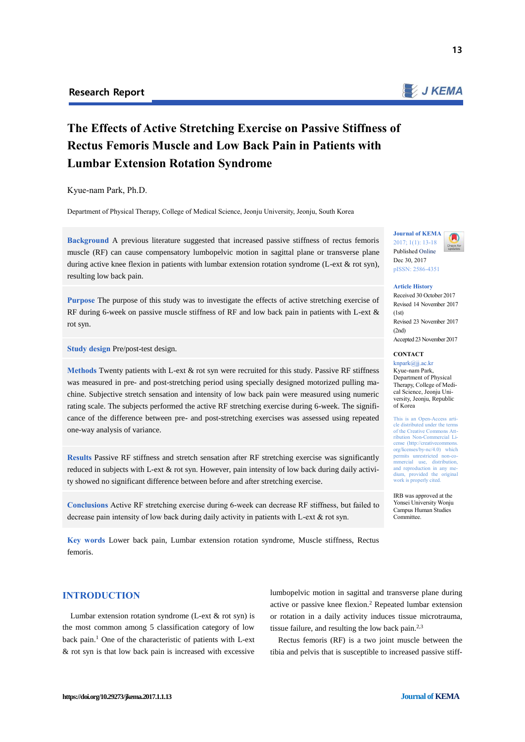Research Report

# The Effects of Active Stretching Exercise on Passive Stiffness of Rectus Femoris Muscle and Low Back Pain in Patients with Lumbar Extension Rotation Syndrome

Kyue-nam Park, Ph.D.

Department of Physical Therapy, College of Medical Science, Jeonju University, Jeonju, South Korea

**Background** A previous literature suggested that increased passive stiffness of rectus femoris muscle (RF) can cause compensatory lumbopelvic motion in sagittal plane or transverse plane during active knee flexion in patients with lumbar extension rotation syndrome (L-ext & rot syn), resulting low back pain.

**Purpose** The purpose of this study was to investigate the effects of active stretching exercise of RF during 6-week on passive muscle stiffness of RF and low back pain in patients with L-ext & rot syn.

**Study design** Pre/post-test design.

**Methods** Twenty patients with L-ext & rot syn were recruited for this study. Passive RF stiffness was measured in pre- and post-stretching period using specially designed motorized pulling machine. Subjective stretch sensation and intensity of low back pain were measured using numeric rating scale. The subjects performed the active RF stretching exercise during 6-week. The significance of the difference between pre- and post-stretching exercises was assessed using repeated one-way analysis of variance.

**Results** Passive RF stiffness and stretch sensation after RF stretching exercise was significantly reduced in subjects with L-ext & rot syn. However, pain intensity of low back during daily activity showed no significant difference between before and after stretching exercise.

**Conclusions** Active RF stretching exercise during 6-week can decrease RF stiffness, but failed to decrease pain intensity of low back during daily activity in patients with L-ext & rot syn.

**Key words** Lower back pain, Lumbar extension rotation syndrome, Muscle stiffness, Rectus femoris.

**Journal of KEMA**
2017; 1(1): 13-18
Published Online
Dec 30, 2017
pISSN: 2586-4351

**Article History**
Received 30 October 2017
Revised 14 November 2017 (1st)
Revised 23 November 2017 (2nd)
Accepted 23 November 2017

**CONTACT**
knpark@jj.ac.kr
Kyue-nam Park, Department of Physical Therapy, College of Medical Science, Jeonju University, Jeonju, Republic of Korea

This is an Open-Access article distributed under the terms of the Creative Commons Attribution Non-Commercial License (http://creativecommons.org/licenses/by-nc/4.0) which permits unrestricted non-commercial use, distribution, and reproduction in any medium, provided the original work is properly cited.

IRB was approved at the Yonsei University Wonju Campus Human Studies Committee.

## INTRODUCTION

Lumbar extension rotation syndrome (L-ext & rot syn) is the most common among 5 classification category of low back pain.[1] One of the characteristic of patients with L-ext & rot syn is that low back pain is increased with excessive lumbopelvic motion in sagittal and transverse plane during active or passive knee flexion.[2] Repeated lumbar extension or rotation in a daily activity induces tissue microtrauma, tissue failure, and resulting the low back pain.[2,3]

Rectus femoris (RF) is a two joint muscle between the tibia and pelvis that is susceptible to increased passive stiff-

https://doi.org/10.29273/jkema.2017.1.1.13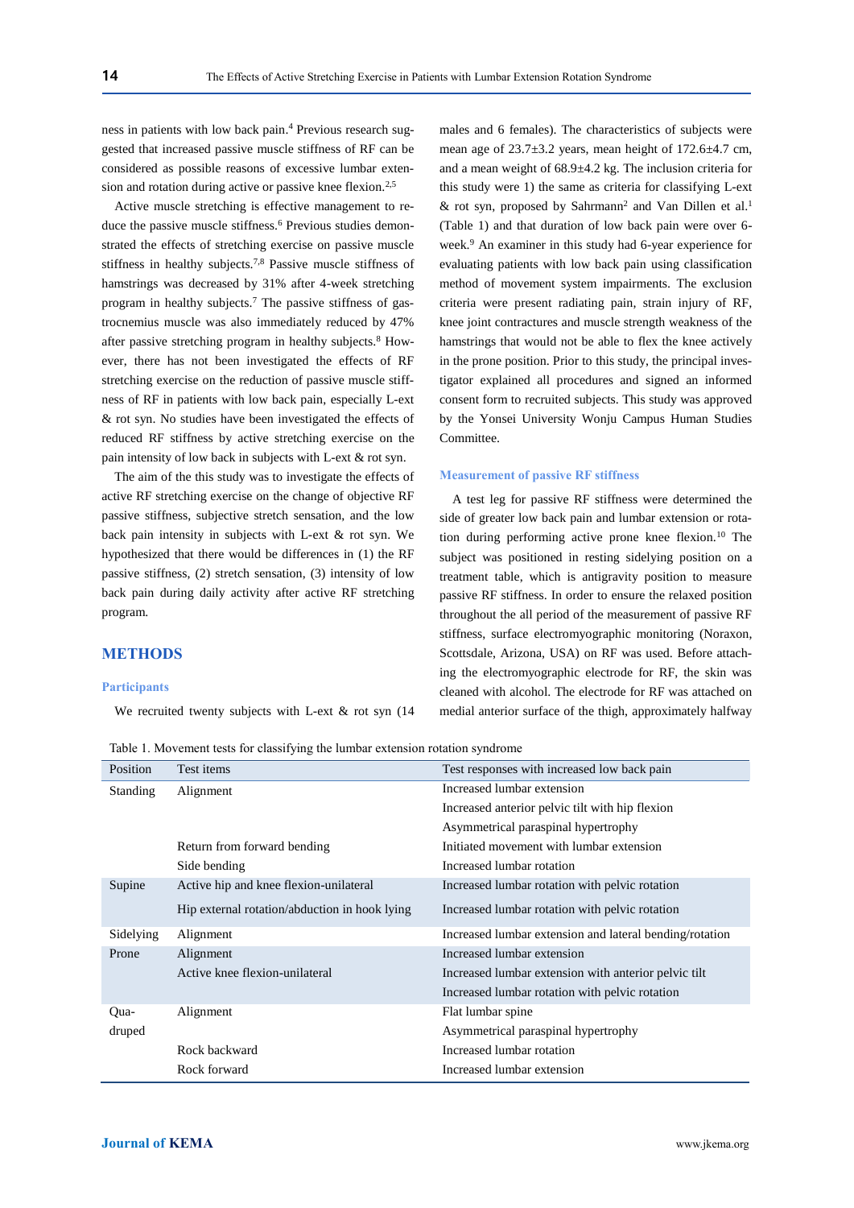ness in patients with low back pain.[4] Previous research suggested that increased passive muscle stiffness of RF can be considered as possible reasons of excessive lumbar extension and rotation during active or passive knee flexion.[2,5]

Active muscle stretching is effective management to reduce the passive muscle stiffness.[6] Previous studies demonstrated the effects of stretching exercise on passive muscle stiffness in healthy subjects.[7,8] Passive muscle stiffness of hamstrings was decreased by 31% after 4-week stretching program in healthy subjects.[7] The passive stiffness of gastrocnemius muscle was also immediately reduced by 47% after passive stretching program in healthy subjects.[8] However, there has not been investigated the effects of RF stretching exercise on the reduction of passive muscle stiffness of RF in patients with low back pain, especially L-ext & rot syn. No studies have been investigated the effects of reduced RF stiffness by active stretching exercise on the pain intensity of low back in subjects with L-ext & rot syn.

The aim of the this study was to investigate the effects of active RF stretching exercise on the change of objective RF passive stiffness, subjective stretch sensation, and the low back pain intensity in subjects with L-ext & rot syn. We hypothesized that there would be differences in (1) the RF passive stiffness, (2) stretch sensation, (3) intensity of low back pain during daily activity after active RF stretching program.

## METHODS

### Participants

We recruited twenty subjects with L-ext & rot syn (14 males and 6 females). The characteristics of subjects were mean age of 23.7±3.2 years, mean height of 172.6±4.7 cm, and a mean weight of 68.9±4.2 kg. The inclusion criteria for this study were 1) the same as criteria for classifying L-ext & rot syn, proposed by Sahrmann[2] and Van Dillen et al.[1] (Table 1) and that duration of low back pain were over 6-week.[9] An examiner in this study had 6-year experience for evaluating patients with low back pain using classification method of movement system impairments. The exclusion criteria were present radiating pain, strain injury of RF, knee joint contractures and muscle strength weakness of the hamstrings that would not be able to flex the knee actively in the prone position. Prior to this study, the principal investigator explained all procedures and signed an informed consent form to recruited subjects. This study was approved by the Yonsei University Wonju Campus Human Studies Committee.

### Measurement of passive RF stiffness

A test leg for passive RF stiffness were determined the side of greater low back pain and lumbar extension or rotation during performing active prone knee flexion.[10] The subject was positioned in resting sidelying position on a treatment table, which is antigravity position to measure passive RF stiffness. In order to ensure the relaxed position throughout the all period of the measurement of passive RF stiffness, surface electromyographic monitoring (Noraxon, Scottsdale, Arizona, USA) on RF was used. Before attaching the electromyographic electrode for RF, the skin was cleaned with alcohol. The electrode for RF was attached on medial anterior surface of the thigh, approximately halfway

Table 1. Movement tests for classifying the lumbar extension rotation syndrome

| Position | Test items | Test responses with increased low back pain |
|---|---|---|
| Standing | Alignment | Increased lumbar extension |
| | | Increased anterior pelvic tilt with hip flexion |
| | | Asymmetrical paraspinal hypertrophy |
| | Return from forward bending | Initiated movement with lumbar extension |
| | Side bending | Increased lumbar rotation |
| Supine | Active hip and knee flexion-unilateral | Increased lumbar rotation with pelvic rotation |
| | Hip external rotation/abduction in hook lying | Increased lumbar rotation with pelvic rotation |
| Sidelying | Alignment | Increased lumbar extension and lateral bending/rotation |
| Prone | Alignment | Increased lumbar extension |
| | Active knee flexion-unilateral | Increased lumbar extension with anterior pelvic tilt |
| | | Increased lumbar rotation with pelvic rotation |
| Quadruped | Alignment | Flat lumbar spine |
| | | Asymmetrical paraspinal hypertrophy |
| | Rock backward | Increased lumbar rotation |
| | Rock forward | Increased lumbar extension |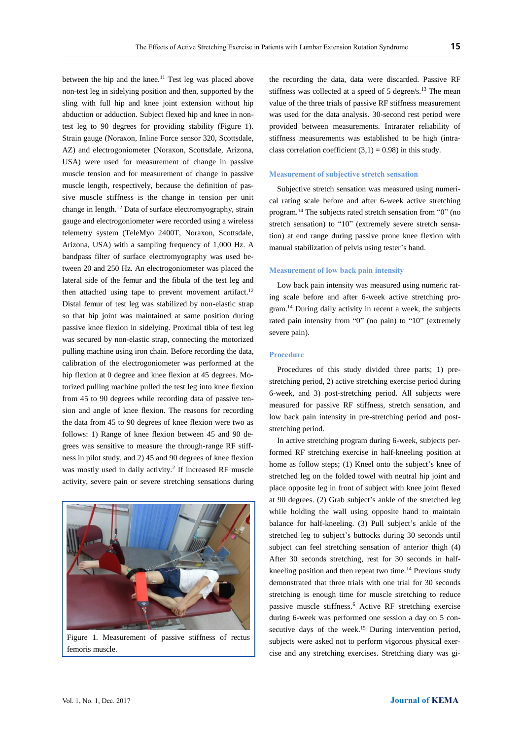between the hip and the knee.[11] Test leg was placed above non-test leg in sidelying position and then, supported by the sling with full hip and knee joint extension without hip abduction or adduction. Subject flexed hip and knee in non-test leg to 90 degrees for providing stability (Figure 1). Strain gauge (Noraxon, Inline Force sensor 320, Scottsdale, AZ) and electrogoniometer (Noraxon, Scottsdale, Arizona, USA) were used for measurement of change in passive muscle tension and for measurement of change in passive muscle length, respectively, because the definition of passive muscle stiffness is the change in tension per unit change in length.[12] Data of surface electromyography, strain gauge and electrogoniometer were recorded using a wireless telemetry system (TeleMyo 2400T, Noraxon, Scottsdale, Arizona, USA) with a sampling frequency of 1,000 Hz. A bandpass filter of surface electromyography was used between 20 and 250 Hz. An electrogoniometer was placed the lateral side of the femur and the fibula of the test leg and then attached using tape to prevent movement artifact.[12] Distal femur of test leg was stabilized by non-elastic strap so that hip joint was maintained at same position during passive knee flexion in sidelying. Proximal tibia of test leg was secured by non-elastic strap, connecting the motorized pulling machine using iron chain. Before recording the data, calibration of the electrogoniometer was performed at the hip flexion at 0 degree and knee flexion at 45 degrees. Motorized pulling machine pulled the test leg into knee flexion from 45 to 90 degrees while recording data of passive tension and angle of knee flexion. The reasons for recording the data from 45 to 90 degrees of knee flexion were two as follows: 1) Range of knee flexion between 45 and 90 degrees was sensitive to measure the through-range RF stiffness in pilot study, and 2) 45 and 90 degrees of knee flexion was mostly used in daily activity.[2] If increased RF muscle activity, severe pain or severe stretching sensations during the recording the data, data were discarded. Passive RF stiffness was collected at a speed of 5 degree/s.[13] The mean value of the three trials of passive RF stiffness measurement was used for the data analysis. 30-second rest period were provided between measurements. Intrarater reliability of stiffness measurements was established to be high (intraclass correlation coefficient (3,1) = 0.98) in this study.

Figure 1. Measurement of passive stiffness of rectus femoris muscle.

### Measurement of subjective stretch sensation

Subjective stretch sensation was measured using numerical rating scale before and after 6-week active stretching program.[14] The subjects rated stretch sensation from "0" (no stretch sensation) to "10" (extremely severe stretch sensation) at end range during passive prone knee flexion with manual stabilization of pelvis using tester's hand.

### Measurement of low back pain intensity

Low back pain intensity was measured using numeric rating scale before and after 6-week active stretching program.[14] During daily activity in recent a week, the subjects rated pain intensity from "0" (no pain) to "10" (extremely severe pain).

### Procedure

Procedures of this study divided three parts; 1) pre-stretching period, 2) active stretching exercise period during 6-week, and 3) post-stretching period. All subjects were measured for passive RF stiffness, stretch sensation, and low back pain intensity in pre-stretching period and post-stretching period.

In active stretching program during 6-week, subjects performed RF stretching exercise in half-kneeling position at home as follow steps; (1) Kneel onto the subject's knee of stretched leg on the folded towel with neutral hip joint and place opposite leg in front of subject with knee joint flexed at 90 degrees. (2) Grab subject's ankle of the stretched leg while holding the wall using opposite hand to maintain balance for half-kneeling. (3) Pull subject's ankle of the stretched leg to subject's buttocks during 30 seconds until subject can feel stretching sensation of anterior thigh (4) After 30 seconds stretching, rest for 30 seconds in half-kneeling position and then repeat two time.[14] Previous study demonstrated that three trials with one trial for 30 seconds stretching is enough time for muscle stretching to reduce passive muscle stiffness.[6] Active RF stretching exercise during 6-week was performed one session a day on 5 consecutive days of the week.[15] During intervention period, subjects were asked not to perform vigorous physical exercise and any stretching exercises. Stretching diary was gi-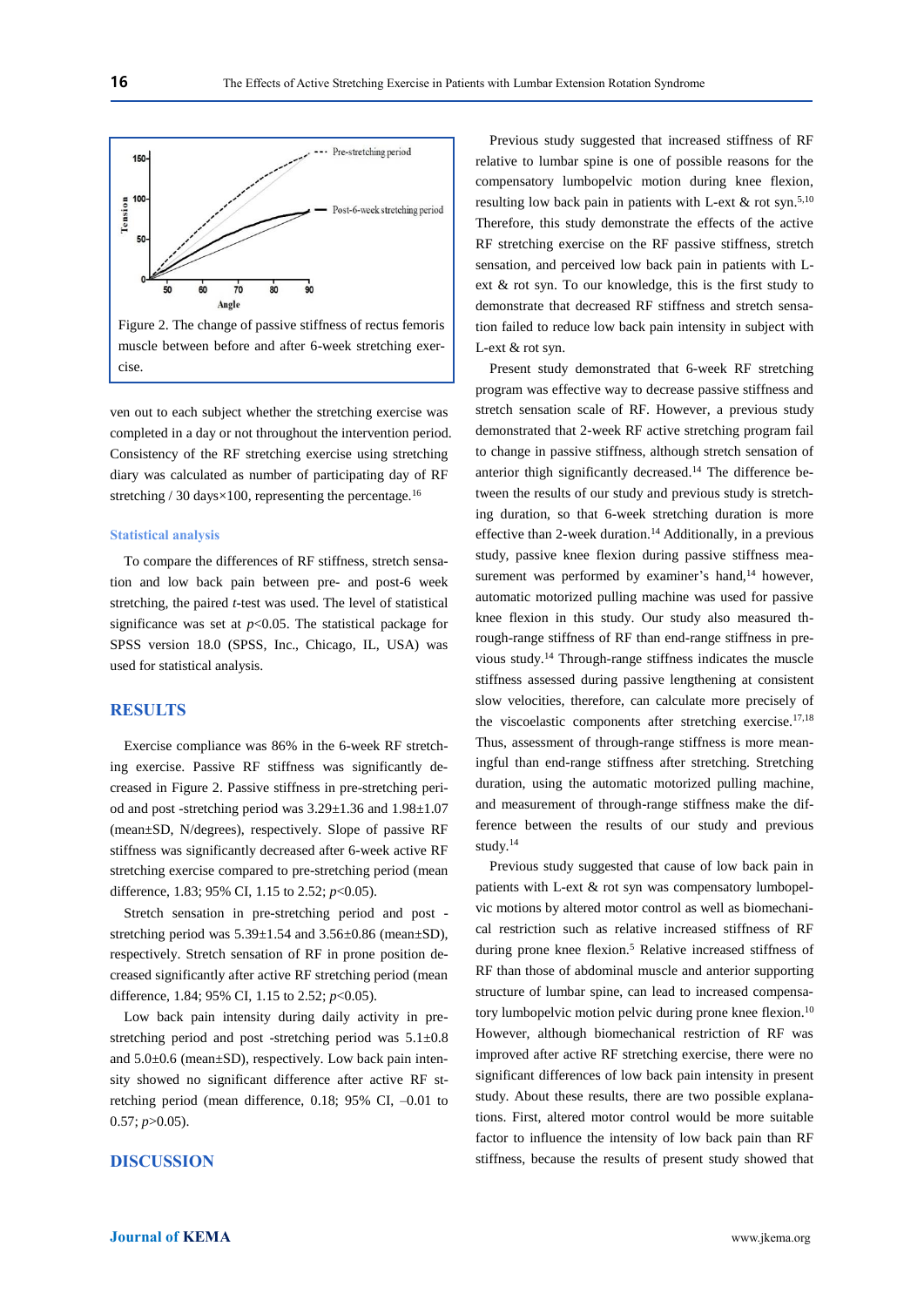Figure 2. The change of passive stiffness of rectus femoris muscle between before and after 6-week stretching exercise.

ven out to each subject whether the stretching exercise was completed in a day or not throughout the intervention period. Consistency of the RF stretching exercise using stretching diary was calculated as number of participating day of RF stretching / 30 days×100, representing the percentage.[16]

### Statistical analysis

To compare the differences of RF stiffness, stretch sensation and low back pain between pre- and post-6 week stretching, the paired *t*-test was used. The level of statistical significance was set at $p<0.05$. The statistical package for SPSS version 18.0 (SPSS, Inc., Chicago, IL, USA) was used for statistical analysis.

## RESULTS

Exercise compliance was 86% in the 6-week RF stretching exercise. Passive RF stiffness was significantly decreased in Figure 2. Passive stiffness in pre-stretching period and post -stretching period was 3.29±1.36 and 1.98±1.07 (mean±SD, N/degrees), respectively. Slope of passive RF stiffness was significantly decreased after 6-week active RF stretching exercise compared to pre-stretching period (mean difference, 1.83; 95% CI, 1.15 to 2.52; $p<0.05$).

Stretch sensation in pre-stretching period and post - stretching period was 5.39±1.54 and 3.56±0.86 (mean±SD), respectively. Stretch sensation of RF in prone position decreased significantly after active RF stretching period (mean difference, 1.84; 95% CI, 1.15 to 2.52; $p<0.05$).

Low back pain intensity during daily activity in pre-stretching period and post -stretching period was 5.1±0.8 and 5.0±0.6 (mean±SD), respectively. Low back pain intensity showed no significant difference after active RF stretching period (mean difference, 0.18; 95% CI, –0.01 to 0.57; $p>0.05$).

## DISCUSSION

Previous study suggested that increased stiffness of RF relative to lumbar spine is one of possible reasons for the compensatory lumbopelvic motion during knee flexion, resulting low back pain in patients with L-ext & rot syn.[5,10] Therefore, this study demonstrate the effects of the active RF stretching exercise on the RF passive stiffness, stretch sensation, and perceived low back pain in patients with L-ext & rot syn. To our knowledge, this is the first study to demonstrate that decreased RF stiffness and stretch sensation failed to reduce low back pain intensity in subject with L-ext & rot syn.

Present study demonstrated that 6-week RF stretching program was effective way to decrease passive stiffness and stretch sensation scale of RF. However, a previous study demonstrated that 2-week RF active stretching program fail to change in passive stiffness, although stretch sensation of anterior thigh significantly decreased.[14] The difference between the results of our study and previous study is stretching duration, so that 6-week stretching duration is more effective than 2-week duration.[14] Additionally, in a previous study, passive knee flexion during passive stiffness measurement was performed by examiner's hand,[14] however, automatic motorized pulling machine was used for passive knee flexion in this study. Our study also measured through-range stiffness of RF than end-range stiffness in previous study.[14] Through-range stiffness indicates the muscle stiffness assessed during passive lengthening at consistent slow velocities, therefore, can calculate more precisely of the viscoelastic components after stretching exercise.[17,18] Thus, assessment of through-range stiffness is more meaningful than end-range stiffness after stretching. Stretching duration, using the automatic motorized pulling machine, and measurement of through-range stiffness make the difference between the results of our study and previous study.[14]

Previous study suggested that cause of low back pain in patients with L-ext & rot syn was compensatory lumbopelvic motions by altered motor control as well as biomechanical restriction such as relative increased stiffness of RF during prone knee flexion.[5] Relative increased stiffness of RF than those of abdominal muscle and anterior supporting structure of lumbar spine, can lead to increased compensatory lumbopelvic motion pelvic during prone knee flexion.[10] However, although biomechanical restriction of RF was improved after active RF stretching exercise, there were no significant differences of low back pain intensity in present study. About these results, there are two possible explanations. First, altered motor control would be more suitable factor to influence the intensity of low back pain than RF stiffness, because the results of present study showed that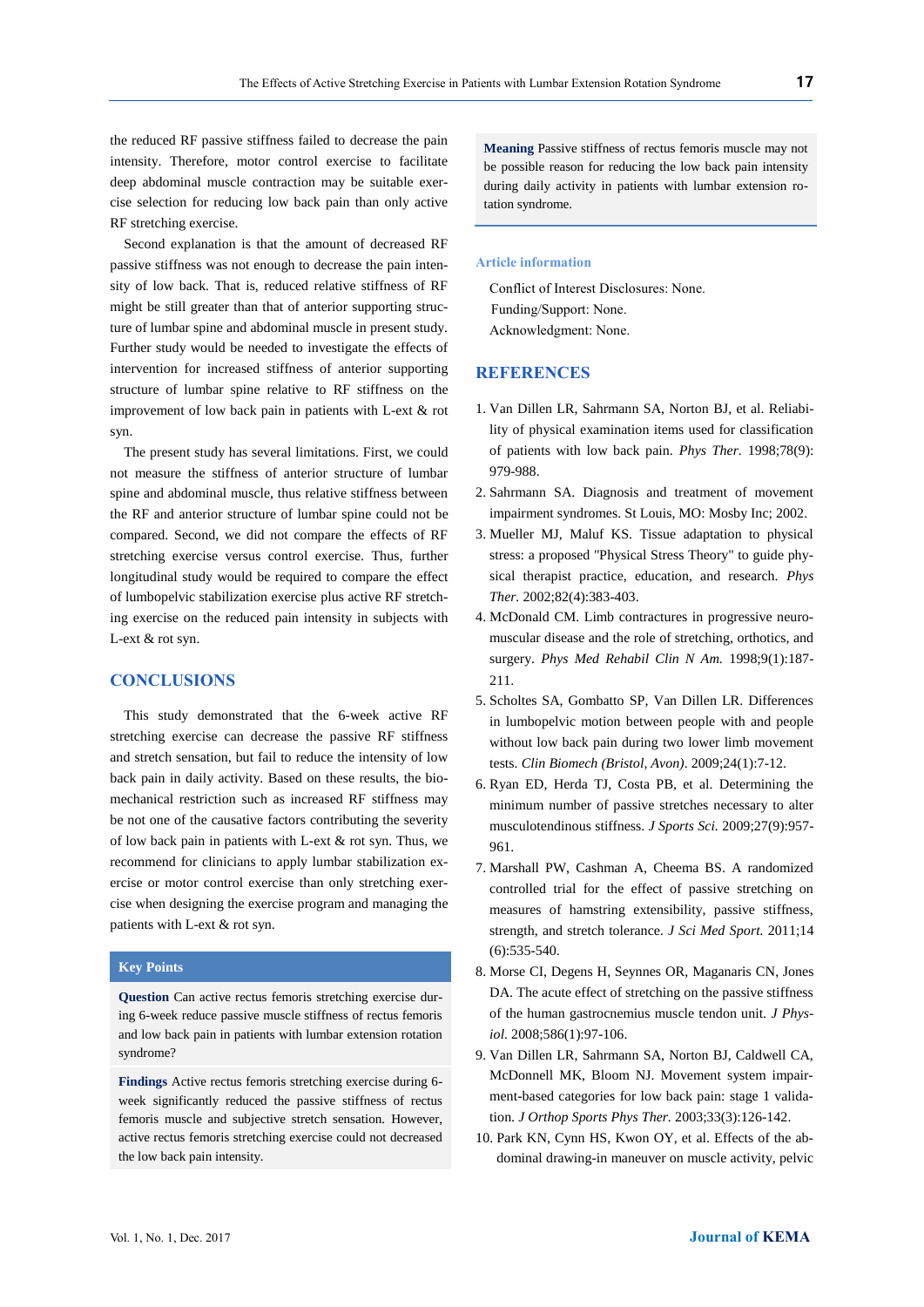the reduced RF passive stiffness failed to decrease the pain intensity. Therefore, motor control exercise to facilitate deep abdominal muscle contraction may be suitable exercise selection for reducing low back pain than only active RF stretching exercise.

Second explanation is that the amount of decreased RF passive stiffness was not enough to decrease the pain intensity of low back. That is, reduced relative stiffness of RF might be still greater than that of anterior supporting structure of lumbar spine and abdominal muscle in present study. Further study would be needed to investigate the effects of intervention for increased stiffness of anterior supporting structure of lumbar spine relative to RF stiffness on the improvement of low back pain in patients with L-ext & rot syn.

The present study has several limitations. First, we could not measure the stiffness of anterior structure of lumbar spine and abdominal muscle, thus relative stiffness between the RF and anterior structure of lumbar spine could not be compared. Second, we did not compare the effects of RF stretching exercise versus control exercise. Thus, further longitudinal study would be required to compare the effect of lumbopelvic stabilization exercise plus active RF stretching exercise on the reduced pain intensity in subjects with L-ext & rot syn.

## CONCLUSIONS

This study demonstrated that the 6-week active RF stretching exercise can decrease the passive RF stiffness and stretch sensation, but fail to reduce the intensity of low back pain in daily activity. Based on these results, the biomechanical restriction such as increased RF stiffness may be not one of the causative factors contributing the severity of low back pain in patients with L-ext & rot syn. Thus, we recommend for clinicians to apply lumbar stabilization exercise or motor control exercise than only stretching exercise when designing the exercise program and managing the patients with L-ext & rot syn.

### Key Points

**Question** Can active rectus femoris stretching exercise during 6-week reduce passive muscle stiffness of rectus femoris and low back pain in patients with lumbar extension rotation syndrome?

**Findings** Active rectus femoris stretching exercise during 6-week significantly reduced the passive stiffness of rectus femoris muscle and subjective stretch sensation. However, active rectus femoris stretching exercise could not decreased the low back pain intensity.

**Meaning** Passive stiffness of rectus femoris muscle may not be possible reason for reducing the low back pain intensity during daily activity in patients with lumbar extension rotation syndrome.

### Article information

Conflict of Interest Disclosures: None.
Funding/Support: None.
Acknowledgment: None.

## REFERENCES

1. Van Dillen LR, Sahrmann SA, Norton BJ, et al. Reliability of physical examination items used for classification of patients with low back pain. *Phys Ther.* 1998;78(9):979-988.
2. Sahrmann SA. Diagnosis and treatment of movement impairment syndromes. St Louis, MO: Mosby Inc; 2002.
3. Mueller MJ, Maluf KS. Tissue adaptation to physical stress: a proposed "Physical Stress Theory" to guide physical therapist practice, education, and research. *Phys Ther.* 2002;82(4):383-403.
4. McDonald CM. Limb contractures in progressive neuromuscular disease and the role of stretching, orthotics, and surgery. *Phys Med Rehabil Clin N Am.* 1998;9(1):187-211.
5. Scholtes SA, Gombatto SP, Van Dillen LR. Differences in lumbopelvic motion between people with and people without low back pain during two lower limb movement tests. *Clin Biomech (Bristol, Avon)*. 2009;24(1):7-12.
6. Ryan ED, Herda TJ, Costa PB, et al. Determining the minimum number of passive stretches necessary to alter musculotendinous stiffness. *J Sports Sci.* 2009;27(9):957-961.
7. Marshall PW, Cashman A, Cheema BS. A randomized controlled trial for the effect of passive stretching on measures of hamstring extensibility, passive stiffness, strength, and stretch tolerance. *J Sci Med Sport.* 2011;14(6):535-540.
8. Morse CI, Degens H, Seynnes OR, Maganaris CN, Jones DA. The acute effect of stretching on the passive stiffness of the human gastrocnemius muscle tendon unit. *J Physiol.* 2008;586(1):97-106.
9. Van Dillen LR, Sahrmann SA, Norton BJ, Caldwell CA, McDonnell MK, Bloom NJ. Movement system impairment-based categories for low back pain: stage 1 validation. *J Orthop Sports Phys Ther.* 2003;33(3):126-142.
10. Park KN, Cynn HS, Kwon OY, et al. Effects of the abdominal drawing-in maneuver on muscle activity, pelvic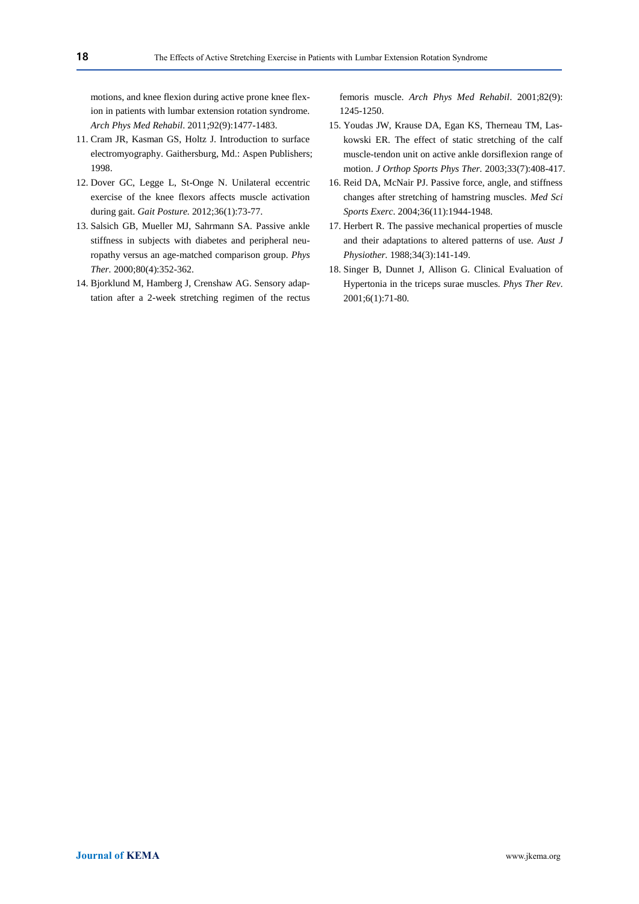motions, and knee flexion during active prone knee flexion in patients with lumbar extension rotation syndrome. *Arch Phys Med Rehabil*. 2011;92(9):1477-1483.

11. Cram JR, Kasman GS, Holtz J. Introduction to surface electromyography. Gaithersburg, Md.: Aspen Publishers; 1998.
12. Dover GC, Legge L, St-Onge N. Unilateral eccentric exercise of the knee flexors affects muscle activation during gait. *Gait Posture.* 2012;36(1):73-77.
13. Salsich GB, Mueller MJ, Sahrmann SA. Passive ankle stiffness in subjects with diabetes and peripheral neuropathy versus an age-matched comparison group. *Phys Ther.* 2000;80(4):352-362.
14. Bjorklund M, Hamberg J, Crenshaw AG. Sensory adaptation after a 2-week stretching regimen of the rectus femoris muscle. *Arch Phys Med Rehabil*. 2001;82(9):1245-1250.
15. Youdas JW, Krause DA, Egan KS, Therneau TM, Laskowski ER. The effect of static stretching of the calf muscle-tendon unit on active ankle dorsiflexion range of motion. *J Orthop Sports Phys Ther.* 2003;33(7):408-417.
16. Reid DA, McNair PJ. Passive force, angle, and stiffness changes after stretching of hamstring muscles. *Med Sci Sports Exerc*. 2004;36(11):1944-1948.
17. Herbert R. The passive mechanical properties of muscle and their adaptations to altered patterns of use. *Aust J Physiother.* 1988;34(3):141-149.
18. Singer B, Dunnet J, Allison G. Clinical Evaluation of Hypertonia in the triceps surae muscles. *Phys Ther Rev*. 2001;6(1):71-80.